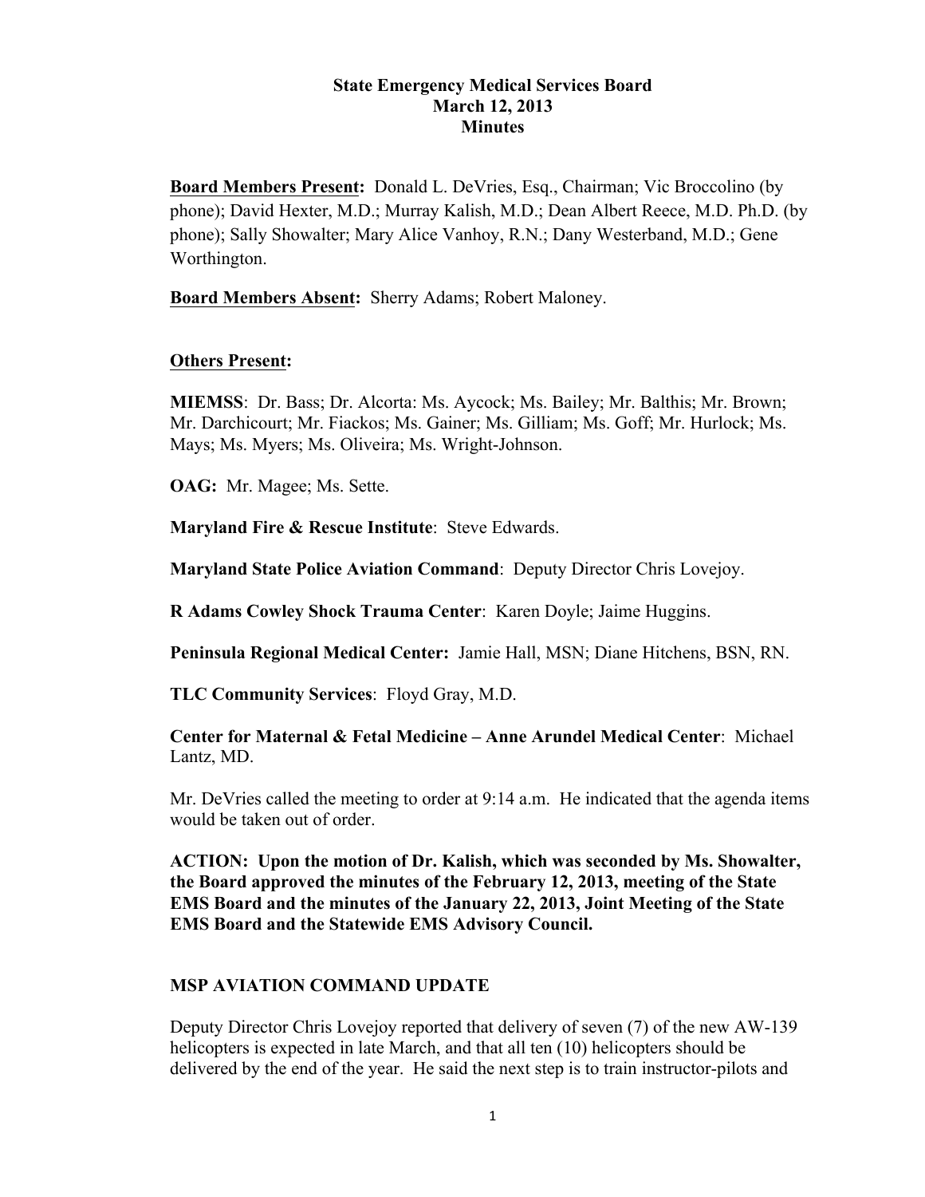**State Emergency Medical Services Board**
**March 12, 2013**
**Minutes**

**Board Members Present:** Donald L. DeVries, Esq., Chairman; Vic Broccolino (by phone); David Hexter, M.D.; Murray Kalish, M.D.; Dean Albert Reece, M.D. Ph.D. (by phone); Sally Showalter; Mary Alice Vanhoy, R.N.; Dany Westerband, M.D.; Gene Worthington.

**Board Members Absent:** Sherry Adams; Robert Maloney.

**Others Present:**

**MIEMSS**: Dr. Bass; Dr. Alcorta: Ms. Aycock; Ms. Bailey; Mr. Balthis; Mr. Brown; Mr. Darchicourt; Mr. Fiackos; Ms. Gainer; Ms. Gilliam; Ms. Goff; Mr. Hurlock; Ms. Mays; Ms. Myers; Ms. Oliveira; Ms. Wright-Johnson.

**OAG:** Mr. Magee; Ms. Sette.

**Maryland Fire & Rescue Institute**: Steve Edwards.

**Maryland State Police Aviation Command**: Deputy Director Chris Lovejoy.

**R Adams Cowley Shock Trauma Center**: Karen Doyle; Jaime Huggins.

**Peninsula Regional Medical Center:** Jamie Hall, MSN; Diane Hitchens, BSN, RN.

**TLC Community Services**: Floyd Gray, M.D.

**Center for Maternal & Fetal Medicine – Anne Arundel Medical Center**: Michael Lantz, MD.

Mr. DeVries called the meeting to order at 9:14 a.m. He indicated that the agenda items would be taken out of order.

**ACTION: Upon the motion of Dr. Kalish, which was seconded by Ms. Showalter, the Board approved the minutes of the February 12, 2013, meeting of the State EMS Board and the minutes of the January 22, 2013, Joint Meeting of the State EMS Board and the Statewide EMS Advisory Council.**

**MSP AVIATION COMMAND UPDATE**

Deputy Director Chris Lovejoy reported that delivery of seven (7) of the new AW-139 helicopters is expected in late March, and that all ten (10) helicopters should be delivered by the end of the year. He said the next step is to train instructor-pilots and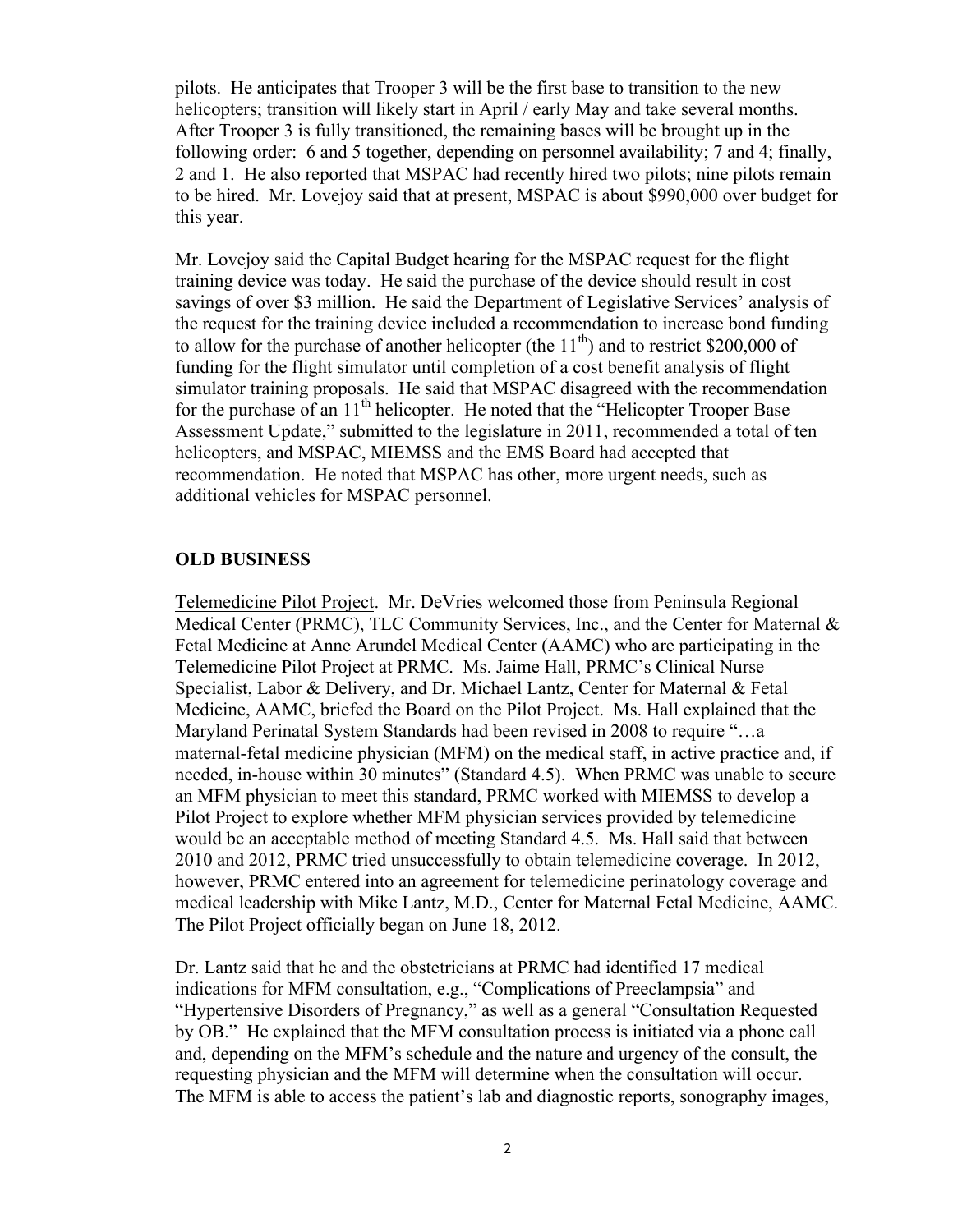pilots. He anticipates that Trooper 3 will be the first base to transition to the new helicopters; transition will likely start in April / early May and take several months. After Trooper 3 is fully transitioned, the remaining bases will be brought up in the following order: 6 and 5 together, depending on personnel availability; 7 and 4; finally, 2 and 1. He also reported that MSPAC had recently hired two pilots; nine pilots remain to be hired. Mr. Lovejoy said that at present, MSPAC is about $990,000 over budget for this year.

Mr. Lovejoy said the Capital Budget hearing for the MSPAC request for the flight training device was today. He said the purchase of the device should result in cost savings of over $3 million. He said the Department of Legislative Services' analysis of the request for the training device included a recommendation to increase bond funding to allow for the purchase of another helicopter (the 11th) and to restrict $200,000 of funding for the flight simulator until completion of a cost benefit analysis of flight simulator training proposals. He said that MSPAC disagreed with the recommendation for the purchase of an 11th helicopter. He noted that the "Helicopter Trooper Base Assessment Update," submitted to the legislature in 2011, recommended a total of ten helicopters, and MSPAC, MIEMSS and the EMS Board had accepted that recommendation. He noted that MSPAC has other, more urgent needs, such as additional vehicles for MSPAC personnel.

**OLD BUSINESS**

Telemedicine Pilot Project. Mr. DeVries welcomed those from Peninsula Regional Medical Center (PRMC), TLC Community Services, Inc., and the Center for Maternal & Fetal Medicine at Anne Arundel Medical Center (AAMC) who are participating in the Telemedicine Pilot Project at PRMC. Ms. Jaime Hall, PRMC's Clinical Nurse Specialist, Labor & Delivery, and Dr. Michael Lantz, Center for Maternal & Fetal Medicine, AAMC, briefed the Board on the Pilot Project. Ms. Hall explained that the Maryland Perinatal System Standards had been revised in 2008 to require "…a maternal-fetal medicine physician (MFM) on the medical staff, in active practice and, if needed, in-house within 30 minutes" (Standard 4.5). When PRMC was unable to secure an MFM physician to meet this standard, PRMC worked with MIEMSS to develop a Pilot Project to explore whether MFM physician services provided by telemedicine would be an acceptable method of meeting Standard 4.5. Ms. Hall said that between 2010 and 2012, PRMC tried unsuccessfully to obtain telemedicine coverage. In 2012, however, PRMC entered into an agreement for telemedicine perinatology coverage and medical leadership with Mike Lantz, M.D., Center for Maternal Fetal Medicine, AAMC. The Pilot Project officially began on June 18, 2012.

Dr. Lantz said that he and the obstetricians at PRMC had identified 17 medical indications for MFM consultation, e.g., "Complications of Preeclampsia" and "Hypertensive Disorders of Pregnancy," as well as a general "Consultation Requested by OB." He explained that the MFM consultation process is initiated via a phone call and, depending on the MFM's schedule and the nature and urgency of the consult, the requesting physician and the MFM will determine when the consultation will occur. The MFM is able to access the patient's lab and diagnostic reports, sonography images,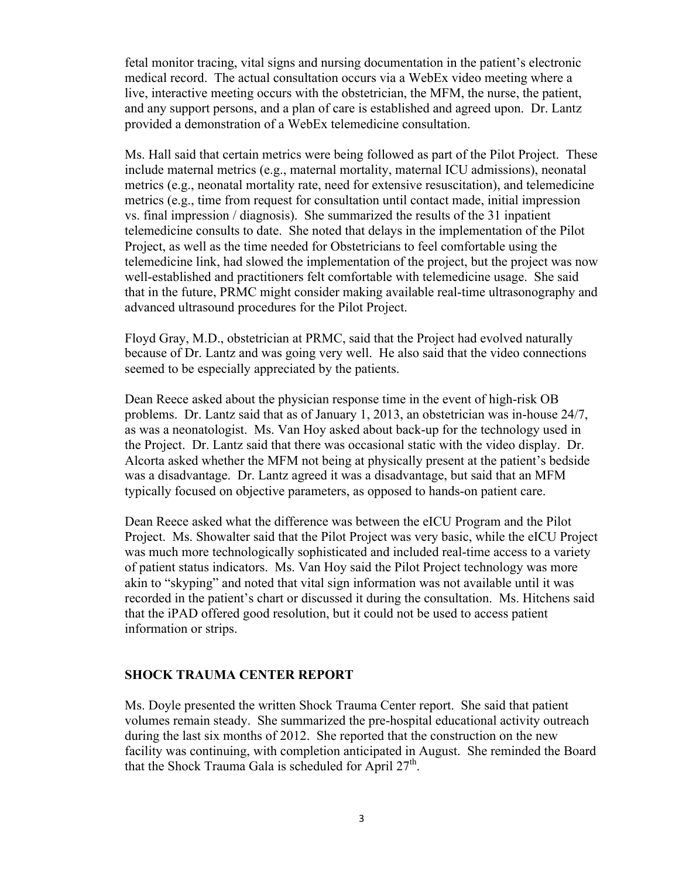fetal monitor tracing, vital signs and nursing documentation in the patient's electronic medical record. The actual consultation occurs via a WebEx video meeting where a live, interactive meeting occurs with the obstetrician, the MFM, the nurse, the patient, and any support persons, and a plan of care is established and agreed upon. Dr. Lantz provided a demonstration of a WebEx telemedicine consultation.

Ms. Hall said that certain metrics were being followed as part of the Pilot Project. These include maternal metrics (e.g., maternal mortality, maternal ICU admissions), neonatal metrics (e.g., neonatal mortality rate, need for extensive resuscitation), and telemedicine metrics (e.g., time from request for consultation until contact made, initial impression vs. final impression / diagnosis). She summarized the results of the 31 inpatient telemedicine consults to date. She noted that delays in the implementation of the Pilot Project, as well as the time needed for Obstetricians to feel comfortable using the telemedicine link, had slowed the implementation of the project, but the project was now well-established and practitioners felt comfortable with telemedicine usage. She said that in the future, PRMC might consider making available real-time ultrasonography and advanced ultrasound procedures for the Pilot Project.

Floyd Gray, M.D., obstetrician at PRMC, said that the Project had evolved naturally because of Dr. Lantz and was going very well. He also said that the video connections seemed to be especially appreciated by the patients.

Dean Reece asked about the physician response time in the event of high-risk OB problems. Dr. Lantz said that as of January 1, 2013, an obstetrician was in-house 24/7, as was a neonatologist. Ms. Van Hoy asked about back-up for the technology used in the Project. Dr. Lantz said that there was occasional static with the video display. Dr. Alcorta asked whether the MFM not being at physically present at the patient's bedside was a disadvantage. Dr. Lantz agreed it was a disadvantage, but said that an MFM typically focused on objective parameters, as opposed to hands-on patient care.

Dean Reece asked what the difference was between the eICU Program and the Pilot Project. Ms. Showalter said that the Pilot Project was very basic, while the eICU Project was much more technologically sophisticated and included real-time access to a variety of patient status indicators. Ms. Van Hoy said the Pilot Project technology was more akin to "skyping" and noted that vital sign information was not available until it was recorded in the patient's chart or discussed it during the consultation. Ms. Hitchens said that the iPAD offered good resolution, but it could not be used to access patient information or strips.

## SHOCK TRAUMA CENTER REPORT

Ms. Doyle presented the written Shock Trauma Center report. She said that patient volumes remain steady. She summarized the pre-hospital educational activity outreach during the last six months of 2012. She reported that the construction on the new facility was continuing, with completion anticipated in August. She reminded the Board that the Shock Trauma Gala is scheduled for April 27th.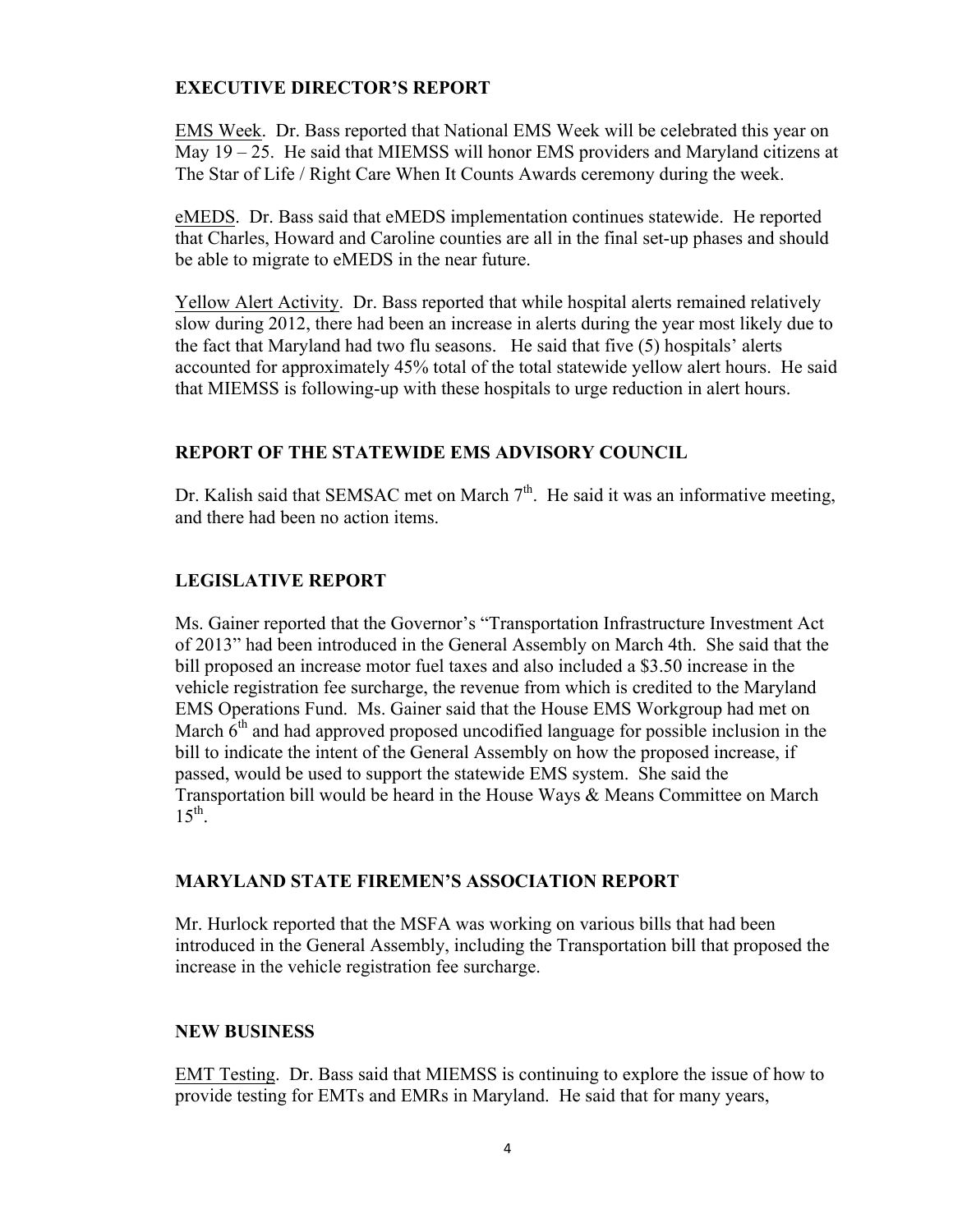## EXECUTIVE DIRECTOR'S REPORT

EMS Week. Dr. Bass reported that National EMS Week will be celebrated this year on May 19 – 25. He said that MIEMSS will honor EMS providers and Maryland citizens at The Star of Life / Right Care When It Counts Awards ceremony during the week.

eMEDS. Dr. Bass said that eMEDS implementation continues statewide. He reported that Charles, Howard and Caroline counties are all in the final set-up phases and should be able to migrate to eMEDS in the near future.

Yellow Alert Activity. Dr. Bass reported that while hospital alerts remained relatively slow during 2012, there had been an increase in alerts during the year most likely due to the fact that Maryland had two flu seasons. He said that five (5) hospitals' alerts accounted for approximately 45% total of the total statewide yellow alert hours. He said that MIEMSS is following-up with these hospitals to urge reduction in alert hours.

## REPORT OF THE STATEWIDE EMS ADVISORY COUNCIL

Dr. Kalish said that SEMSAC met on March 7th. He said it was an informative meeting, and there had been no action items.

## LEGISLATIVE REPORT

Ms. Gainer reported that the Governor's "Transportation Infrastructure Investment Act of 2013" had been introduced in the General Assembly on March 4th. She said that the bill proposed an increase motor fuel taxes and also included a $3.50 increase in the vehicle registration fee surcharge, the revenue from which is credited to the Maryland EMS Operations Fund. Ms. Gainer said that the House EMS Workgroup had met on March 6th and had approved proposed uncodified language for possible inclusion in the bill to indicate the intent of the General Assembly on how the proposed increase, if passed, would be used to support the statewide EMS system. She said the Transportation bill would be heard in the House Ways & Means Committee on March 15th.

## MARYLAND STATE FIREMEN'S ASSOCIATION REPORT

Mr. Hurlock reported that the MSFA was working on various bills that had been introduced in the General Assembly, including the Transportation bill that proposed the increase in the vehicle registration fee surcharge.

## NEW BUSINESS

EMT Testing. Dr. Bass said that MIEMSS is continuing to explore the issue of how to provide testing for EMTs and EMRs in Maryland. He said that for many years,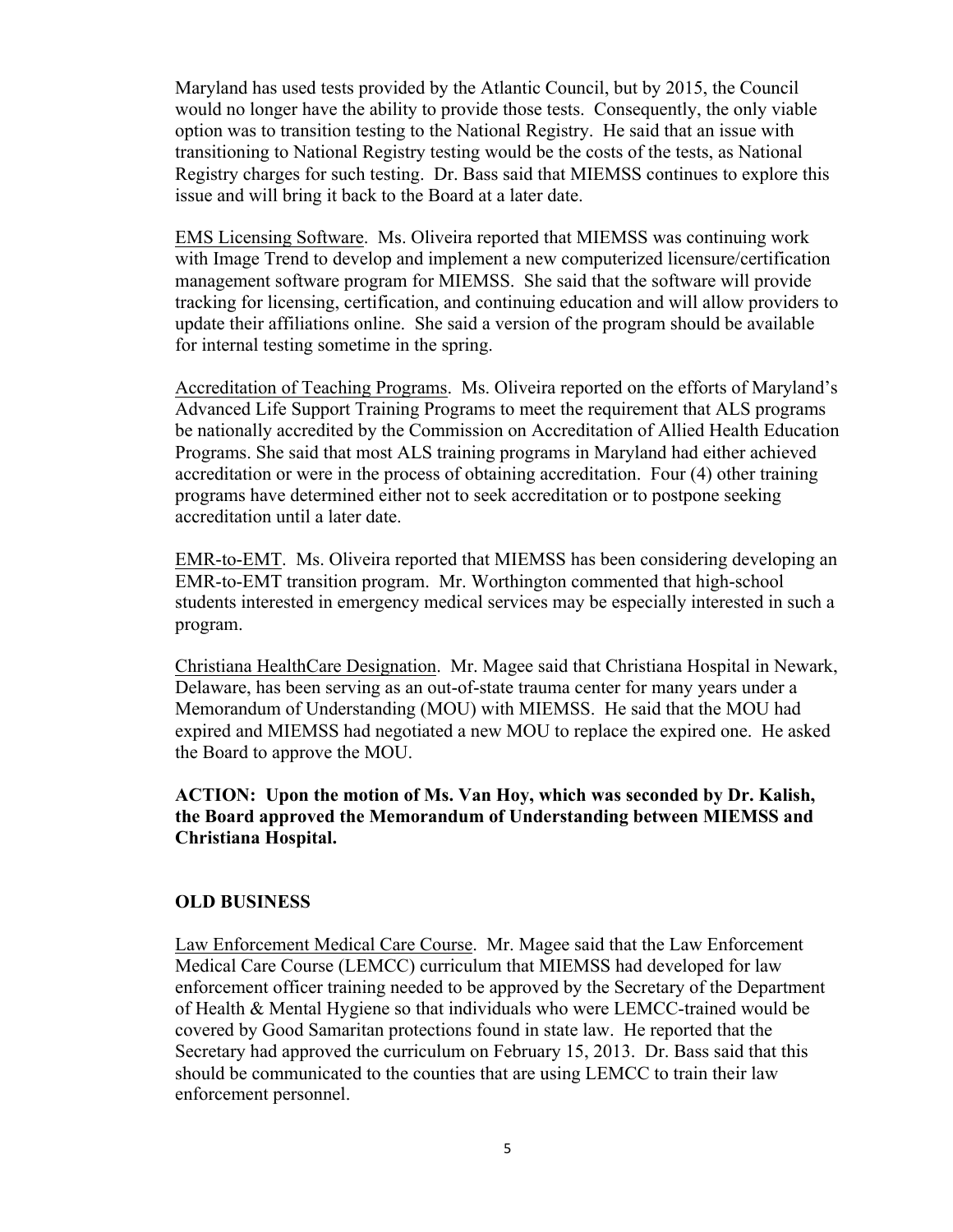Maryland has used tests provided by the Atlantic Council, but by 2015, the Council would no longer have the ability to provide those tests. Consequently, the only viable option was to transition testing to the National Registry. He said that an issue with transitioning to National Registry testing would be the costs of the tests, as National Registry charges for such testing. Dr. Bass said that MIEMSS continues to explore this issue and will bring it back to the Board at a later date.

<u>EMS Licensing Software</u>. Ms. Oliveira reported that MIEMSS was continuing work with Image Trend to develop and implement a new computerized licensure/certification management software program for MIEMSS. She said that the software will provide tracking for licensing, certification, and continuing education and will allow providers to update their affiliations online. She said a version of the program should be available for internal testing sometime in the spring.

<u>Accreditation of Teaching Programs</u>. Ms. Oliveira reported on the efforts of Maryland's Advanced Life Support Training Programs to meet the requirement that ALS programs be nationally accredited by the Commission on Accreditation of Allied Health Education Programs. She said that most ALS training programs in Maryland had either achieved accreditation or were in the process of obtaining accreditation. Four (4) other training programs have determined either not to seek accreditation or to postpone seeking accreditation until a later date.

<u>EMR-to-EMT</u>. Ms. Oliveira reported that MIEMSS has been considering developing an EMR-to-EMT transition program. Mr. Worthington commented that high-school students interested in emergency medical services may be especially interested in such a program.

<u>Christiana HealthCare Designation</u>. Mr. Magee said that Christiana Hospital in Newark, Delaware, has been serving as an out-of-state trauma center for many years under a Memorandum of Understanding (MOU) with MIEMSS. He said that the MOU had expired and MIEMSS had negotiated a new MOU to replace the expired one. He asked the Board to approve the MOU.

**ACTION: Upon the motion of Ms. Van Hoy, which was seconded by Dr. Kalish, the Board approved the Memorandum of Understanding between MIEMSS and Christiana Hospital.**

## OLD BUSINESS

<u>Law Enforcement Medical Care Course</u>. Mr. Magee said that the Law Enforcement Medical Care Course (LEMCC) curriculum that MIEMSS had developed for law enforcement officer training needed to be approved by the Secretary of the Department of Health & Mental Hygiene so that individuals who were LEMCC-trained would be covered by Good Samaritan protections found in state law. He reported that the Secretary had approved the curriculum on February 15, 2013. Dr. Bass said that this should be communicated to the counties that are using LEMCC to train their law enforcement personnel.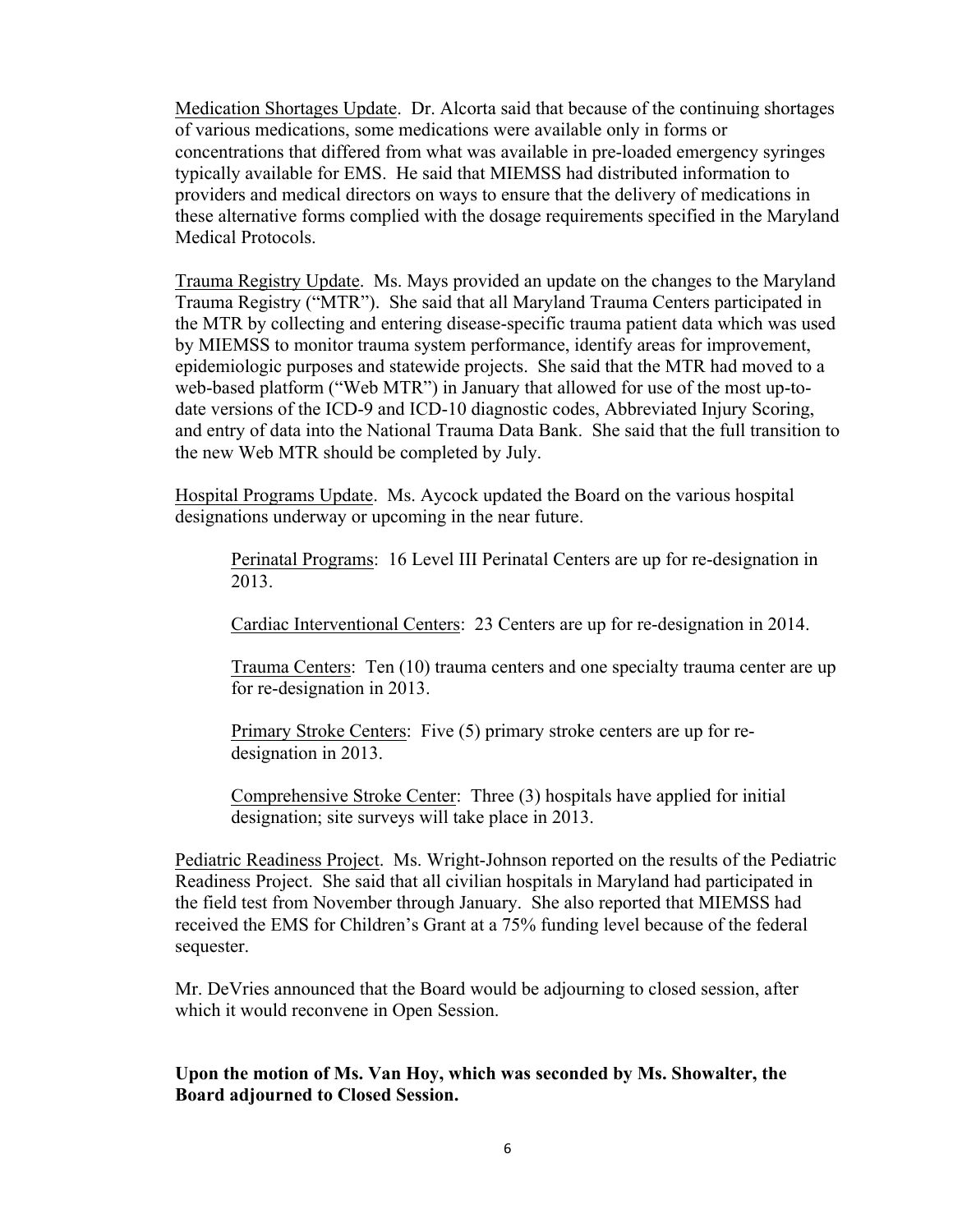Medication Shortages Update. Dr. Alcorta said that because of the continuing shortages of various medications, some medications were available only in forms or concentrations that differed from what was available in pre-loaded emergency syringes typically available for EMS. He said that MIEMSS had distributed information to providers and medical directors on ways to ensure that the delivery of medications in these alternative forms complied with the dosage requirements specified in the Maryland Medical Protocols.

Trauma Registry Update. Ms. Mays provided an update on the changes to the Maryland Trauma Registry ("MTR"). She said that all Maryland Trauma Centers participated in the MTR by collecting and entering disease-specific trauma patient data which was used by MIEMSS to monitor trauma system performance, identify areas for improvement, epidemiologic purposes and statewide projects. She said that the MTR had moved to a web-based platform ("Web MTR") in January that allowed for use of the most up-to-date versions of the ICD-9 and ICD-10 diagnostic codes, Abbreviated Injury Scoring, and entry of data into the National Trauma Data Bank. She said that the full transition to the new Web MTR should be completed by July.

Hospital Programs Update. Ms. Aycock updated the Board on the various hospital designations underway or upcoming in the near future.

> Perinatal Programs: 16 Level III Perinatal Centers are up for re-designation in 2013.
>
> Cardiac Interventional Centers: 23 Centers are up for re-designation in 2014.
>
> Trauma Centers: Ten (10) trauma centers and one specialty trauma center are up for re-designation in 2013.
>
> Primary Stroke Centers: Five (5) primary stroke centers are up for re-designation in 2013.
>
> Comprehensive Stroke Center: Three (3) hospitals have applied for initial designation; site surveys will take place in 2013.

Pediatric Readiness Project. Ms. Wright-Johnson reported on the results of the Pediatric Readiness Project. She said that all civilian hospitals in Maryland had participated in the field test from November through January. She also reported that MIEMSS had received the EMS for Children's Grant at a 75% funding level because of the federal sequester.

Mr. DeVries announced that the Board would be adjourning to closed session, after which it would reconvene in Open Session.

**Upon the motion of Ms. Van Hoy, which was seconded by Ms. Showalter, the Board adjourned to Closed Session.**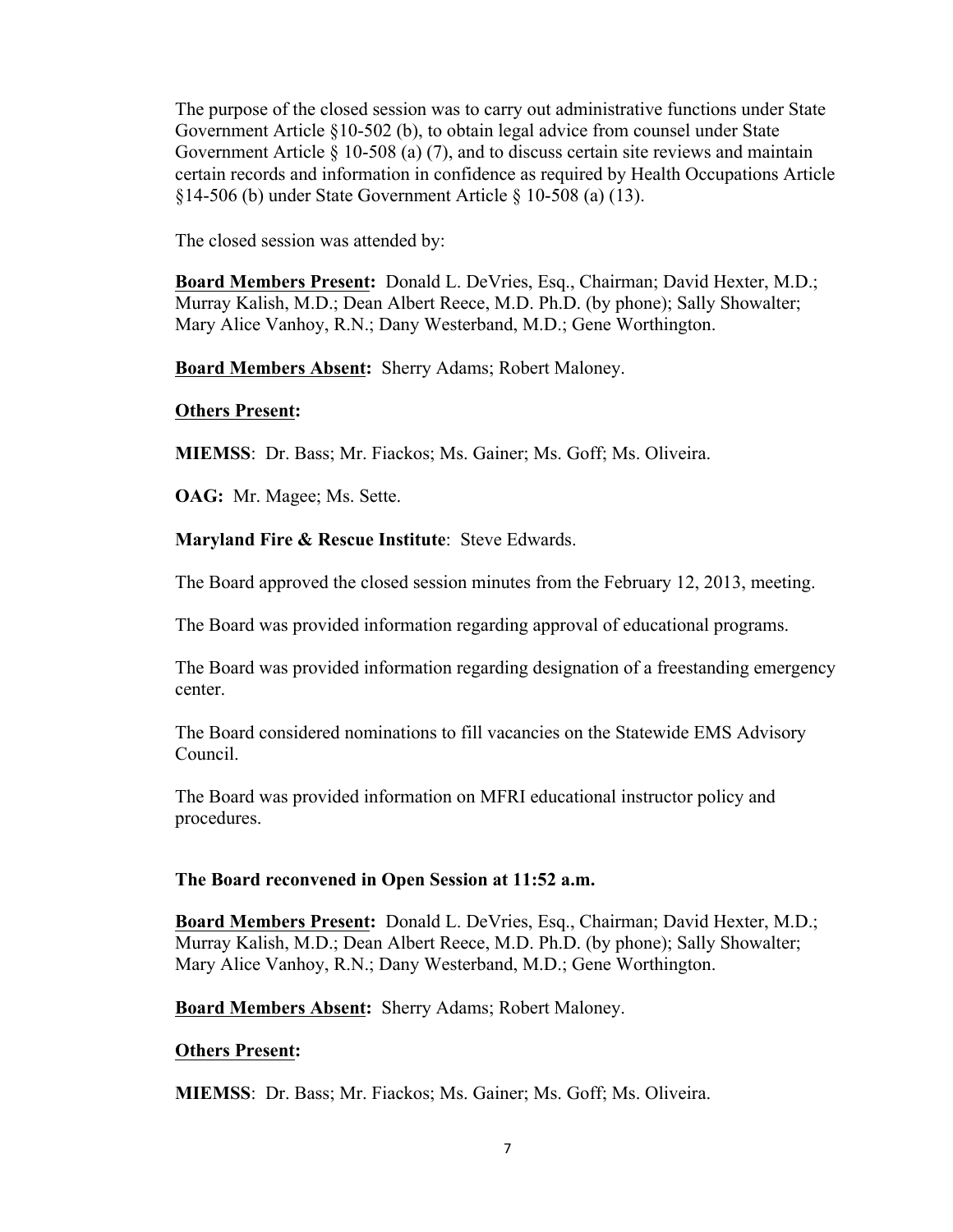The purpose of the closed session was to carry out administrative functions under State Government Article §10-502 (b), to obtain legal advice from counsel under State Government Article § 10-508 (a) (7), and to discuss certain site reviews and maintain certain records and information in confidence as required by Health Occupations Article §14-506 (b) under State Government Article § 10-508 (a) (13).

The closed session was attended by:

**Board Members Present:** Donald L. DeVries, Esq., Chairman; David Hexter, M.D.; Murray Kalish, M.D.; Dean Albert Reece, M.D. Ph.D. (by phone); Sally Showalter; Mary Alice Vanhoy, R.N.; Dany Westerband, M.D.; Gene Worthington.

**Board Members Absent:** Sherry Adams; Robert Maloney.

**Others Present:**

**MIEMSS**: Dr. Bass; Mr. Fiackos; Ms. Gainer; Ms. Goff; Ms. Oliveira.

**OAG:** Mr. Magee; Ms. Sette.

**Maryland Fire & Rescue Institute**: Steve Edwards.

The Board approved the closed session minutes from the February 12, 2013, meeting.

The Board was provided information regarding approval of educational programs.

The Board was provided information regarding designation of a freestanding emergency center.

The Board considered nominations to fill vacancies on the Statewide EMS Advisory Council.

The Board was provided information on MFRI educational instructor policy and procedures.

**The Board reconvened in Open Session at 11:52 a.m.**

**Board Members Present:** Donald L. DeVries, Esq., Chairman; David Hexter, M.D.; Murray Kalish, M.D.; Dean Albert Reece, M.D. Ph.D. (by phone); Sally Showalter; Mary Alice Vanhoy, R.N.; Dany Westerband, M.D.; Gene Worthington.

**Board Members Absent:** Sherry Adams; Robert Maloney.

**Others Present:**

**MIEMSS**: Dr. Bass; Mr. Fiackos; Ms. Gainer; Ms. Goff; Ms. Oliveira.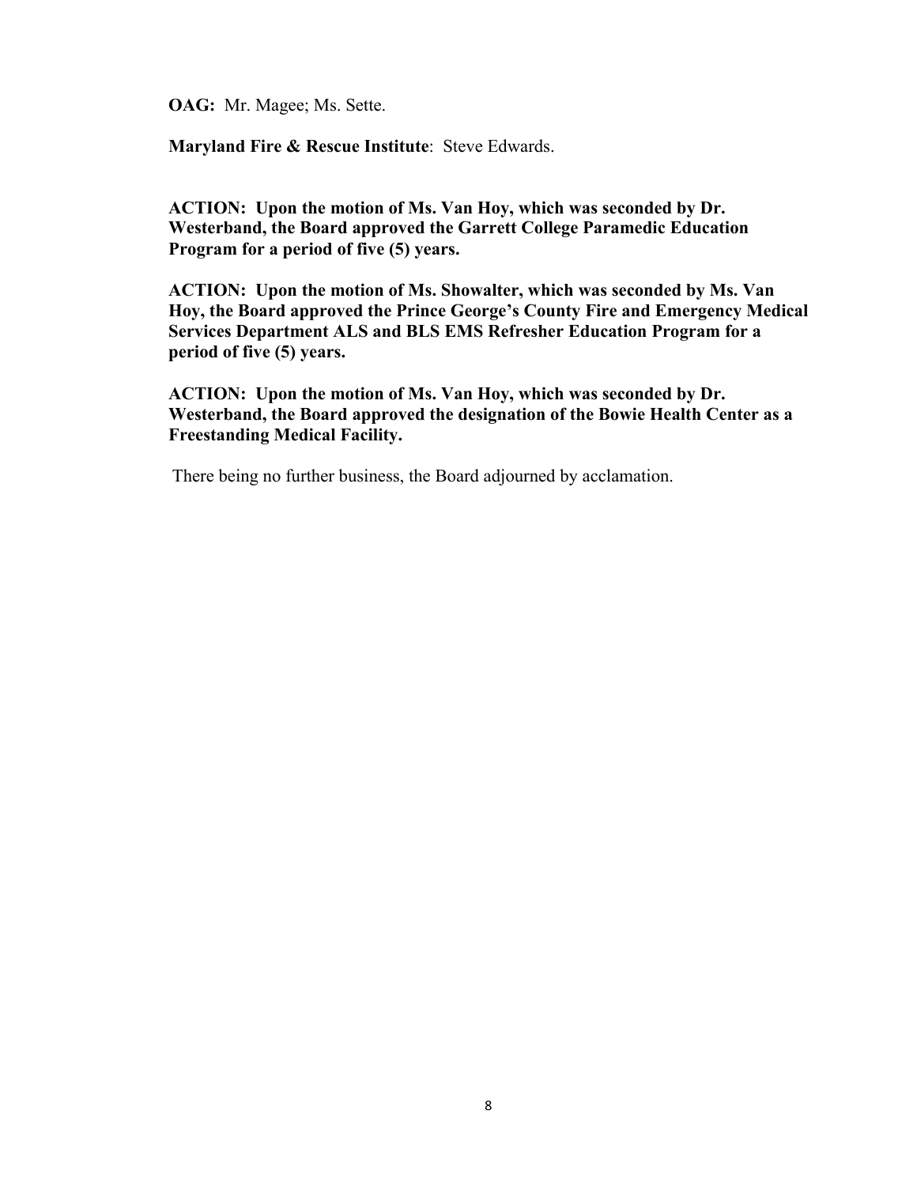**OAG:** Mr. Magee; Ms. Sette.

**Maryland Fire & Rescue Institute**: Steve Edwards.

**ACTION: Upon the motion of Ms. Van Hoy, which was seconded by Dr. Westerband, the Board approved the Garrett College Paramedic Education Program for a period of five (5) years.**

**ACTION: Upon the motion of Ms. Showalter, which was seconded by Ms. Van Hoy, the Board approved the Prince George's County Fire and Emergency Medical Services Department ALS and BLS EMS Refresher Education Program for a period of five (5) years.**

**ACTION: Upon the motion of Ms. Van Hoy, which was seconded by Dr. Westerband, the Board approved the designation of the Bowie Health Center as a Freestanding Medical Facility.**

There being no further business, the Board adjourned by acclamation.